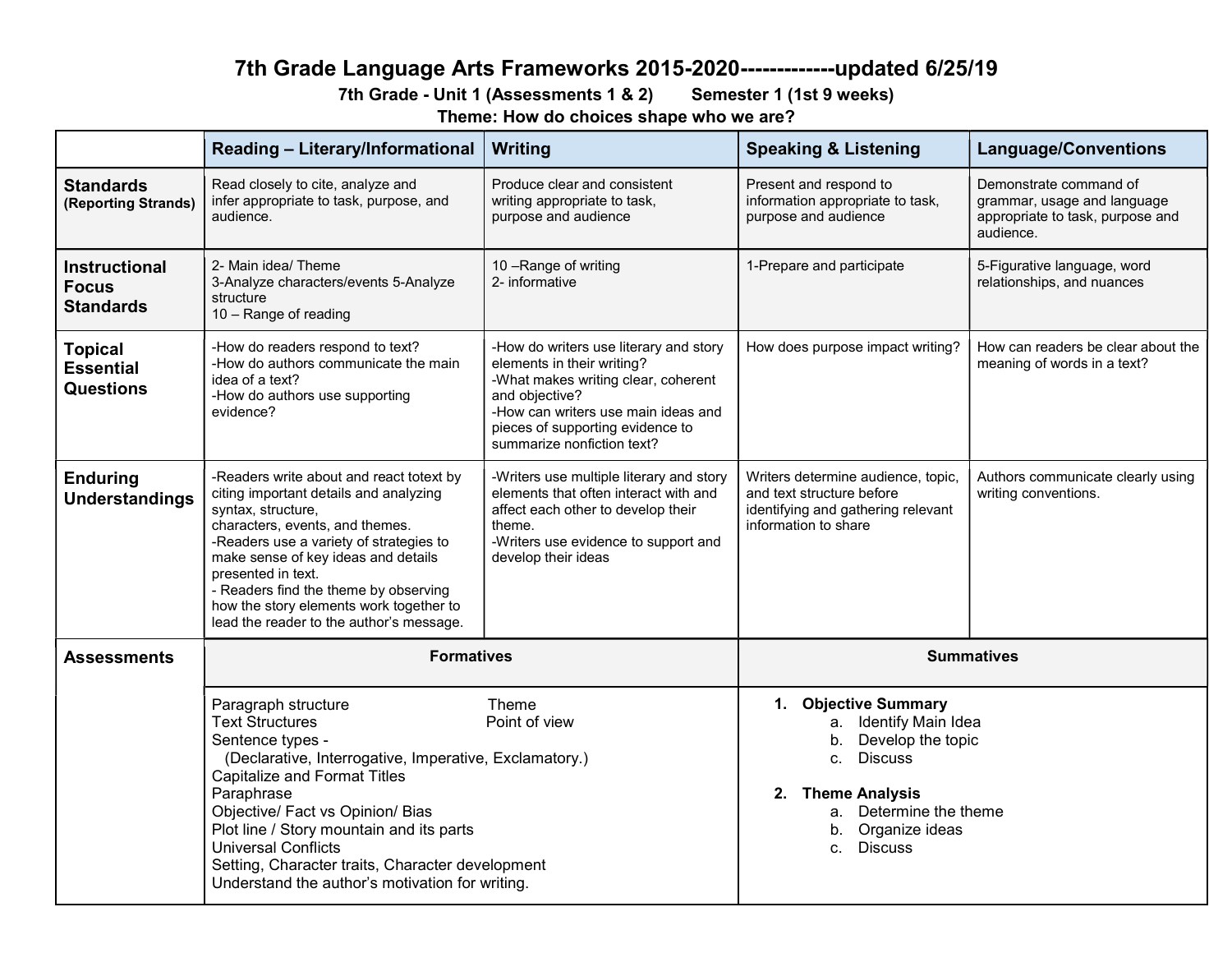# 7th Grade Language Arts Frameworks 2015-2020-------------updated 6/25/19

**7th Grade - Unit 1 (Assessments 1 & 2) Semester 1 (1st 9 weeks)**

**Theme: How do choices shape who we are?**

| | Reading – Literary/Informational | Writing | Speaking & Listening | Language/Conventions |
|---|---|---|---|---|
| **Standards (Reporting Strands)** | Read closely to cite, analyze and infer appropriate to task, purpose, and audience. | Produce clear and consistent writing appropriate to task, purpose and audience | Present and respond to information appropriate to task, purpose and audience | Demonstrate command of grammar, usage and language appropriate to task, purpose and audience. |
| **Instructional Focus Standards** | 2- Main idea/ Theme<br>3-Analyze characters/events 5-Analyze structure<br>10 – Range of reading | 10 –Range of writing<br>2- informative | 1-Prepare and participate | 5-Figurative language, word relationships, and nuances |
| **Topical Essential Questions** | -How do readers respond to text?<br>-How do authors communicate the main idea of a text?<br>-How do authors use supporting evidence? | -How do writers use literary and story elements in their writing?<br>-What makes writing clear, coherent and objective?<br>-How can writers use main ideas and pieces of supporting evidence to summarize nonfiction text? | How does purpose impact writing? | How can readers be clear about the meaning of words in a text? |
| **Enduring Understandings** | -Readers write about and react totext by citing important details and analyzing syntax, structure, characters, events, and themes.<br>-Readers use a variety of strategies to make sense of key ideas and details presented in text.<br>- Readers find the theme by observing how the story elements work together to lead the reader to the author's message. | -Writers use multiple literary and story elements that often interact with and affect each other to develop their theme.<br>-Writers use evidence to support and develop their ideas | Writers determine audience, topic, and text structure before identifying and gathering relevant information to share | Authors communicate clearly using writing conventions. |
| **Assessments** | **Formatives** | | **Summatives** | |
| | Paragraph structure<br>Text Structures<br>Sentence types - (Declarative, Interrogative, Imperative, Exclamatory.)<br>Capitalize and Format Titles<br>Paraphrase<br>Objective/ Fact vs Opinion/ Bias<br>Plot line / Story mountain and its parts<br>Universal Conflicts<br>Setting, Character traits, Character development<br>Understand the author's motivation for writing. | Theme<br>Point of view | 1. **Objective Summary**<br>a. Identify Main Idea<br>b. Develop the topic<br>c. Discuss<br>2. **Theme Analysis**<br>a. Determine the theme<br>b. Organize ideas<br>c. Discuss | |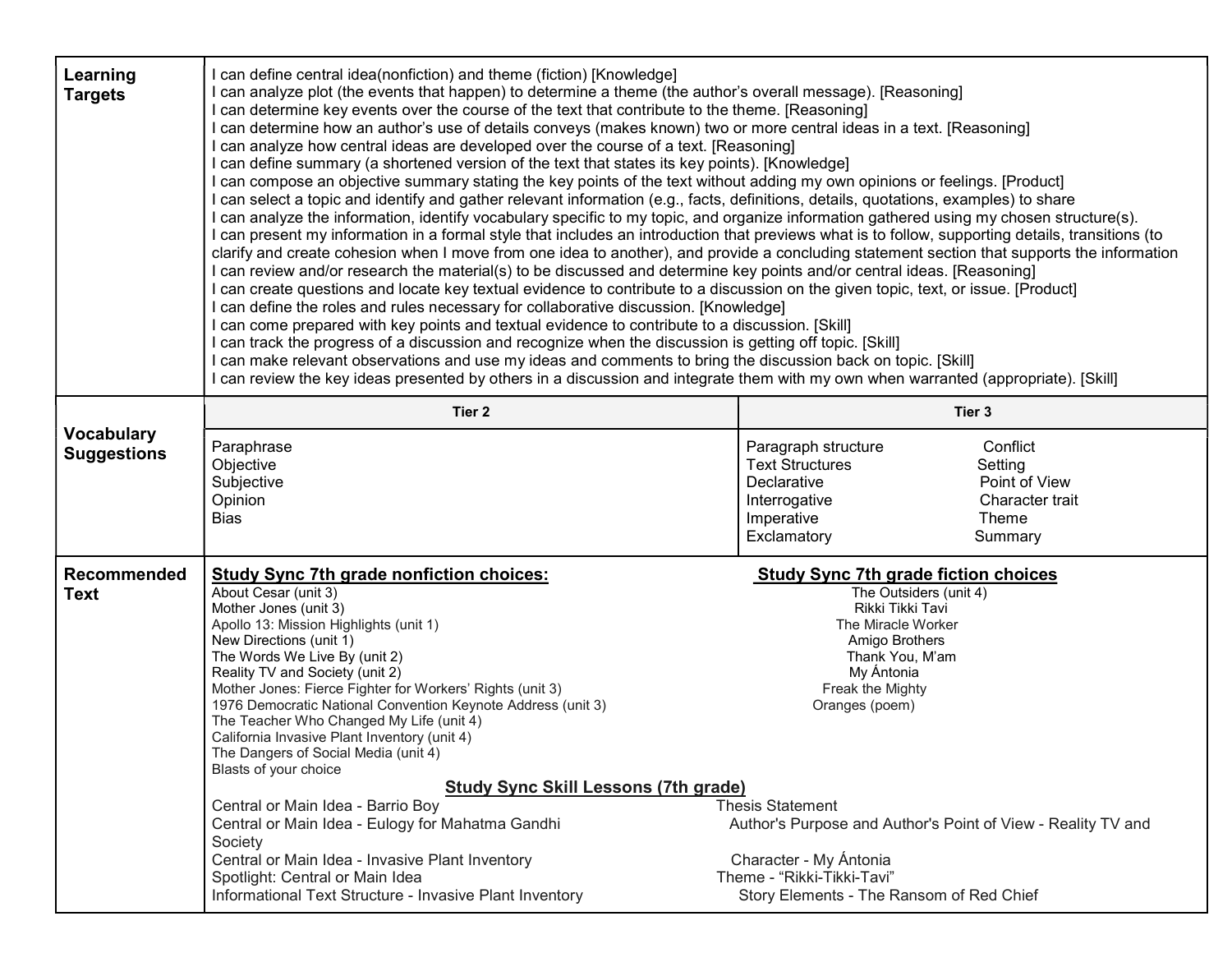| | | |
|---|---|---|
| **Learning Targets** | I can define central idea(nonfiction) and theme (fiction) [Knowledge]<br>I can analyze plot (the events that happen) to determine a theme (the author's overall message). [Reasoning]<br>I can determine key events over the course of the text that contribute to the theme. [Reasoning]<br>I can determine how an author's use of details conveys (makes known) two or more central ideas in a text. [Reasoning]<br>I can analyze how central ideas are developed over the course of a text. [Reasoning]<br>I can define summary (a shortened version of the text that states its key points). [Knowledge]<br>I can compose an objective summary stating the key points of the text without adding my own opinions or feelings. [Product]<br>I can select a topic and identify and gather relevant information (e.g., facts, definitions, details, quotations, examples) to share<br>I can analyze the information, identify vocabulary specific to my topic, and organize information gathered using my chosen structure(s).<br>I can present my information in a formal style that includes an introduction that previews what is to follow, supporting details, transitions (to clarify and create cohesion when I move from one idea to another), and provide a concluding statement section that supports the information<br>I can review and/or research the material(s) to be discussed and determine key points and/or central ideas. [Reasoning]<br>I can create questions and locate key textual evidence to contribute to a discussion on the given topic, text, or issue. [Product]<br>I can define the roles and rules necessary for collaborative discussion. [Knowledge]<br>I can come prepared with key points and textual evidence to contribute to a discussion. [Skill]<br>I can track the progress of a discussion and recognize when the discussion is getting off topic. [Skill]<br>I can make relevant observations and use my ideas and comments to bring the discussion back on topic. [Skill]<br>I can review the key ideas presented by others in a discussion and integrate them with my own when warranted (appropriate). [Skill] | |
| **Vocabulary Suggestions** | **Tier 2**<br>Paraphrase<br>Objective<br>Subjective<br>Opinion<br>Bias | **Tier 3**<br>Paragraph structure<br>Text Structures<br>Declarative<br>Interrogative<br>Imperative<br>Exclamatory<br>Conflict<br>Setting<br>Point of View<br>Character trait<br>Theme<br>Summary |
| **Recommended Text** | **<u>Study Sync 7th grade nonfiction choices:</u>**<br>About Cesar (unit 3)<br>Mother Jones (unit 3)<br>Apollo 13: Mission Highlights (unit 1)<br>New Directions (unit 1)<br>The Words We Live By (unit 2)<br>Reality TV and Society (unit 2)<br>Mother Jones: Fierce Fighter for Workers' Rights (unit 3)<br>1976 Democratic National Convention Keynote Address (unit 3)<br>The Teacher Who Changed My Life (unit 4)<br>California Invasive Plant Inventory (unit 4)<br>The Dangers of Social Media (unit 4)<br>Blasts of your choice<br><br>**<u>Study Sync Skill Lessons (7th grade)</u>**<br>Central or Main Idea - Barrio Boy<br>Central or Main Idea - Eulogy for Mahatma Gandhi<br>Central or Main Idea - Invasive Plant Inventory<br>Spotlight: Central or Main Idea<br>Informational Text Structure - Invasive Plant Inventory | **<u>Study Sync 7th grade fiction choices</u>**<br>The Outsiders (unit 4)<br>Rikki Tikki Tavi<br>The Miracle Worker<br>Amigo Brothers<br>Thank You, M'am<br>My Ántonia<br>Freak the Mighty<br>Oranges (poem)<br><br>Thesis Statement<br>Author's Purpose and Author's Point of View - Reality TV and Society<br>Character - My Ántonia<br>Theme - "Rikki-Tikki-Tavi"<br>Story Elements - The Ransom of Red Chief |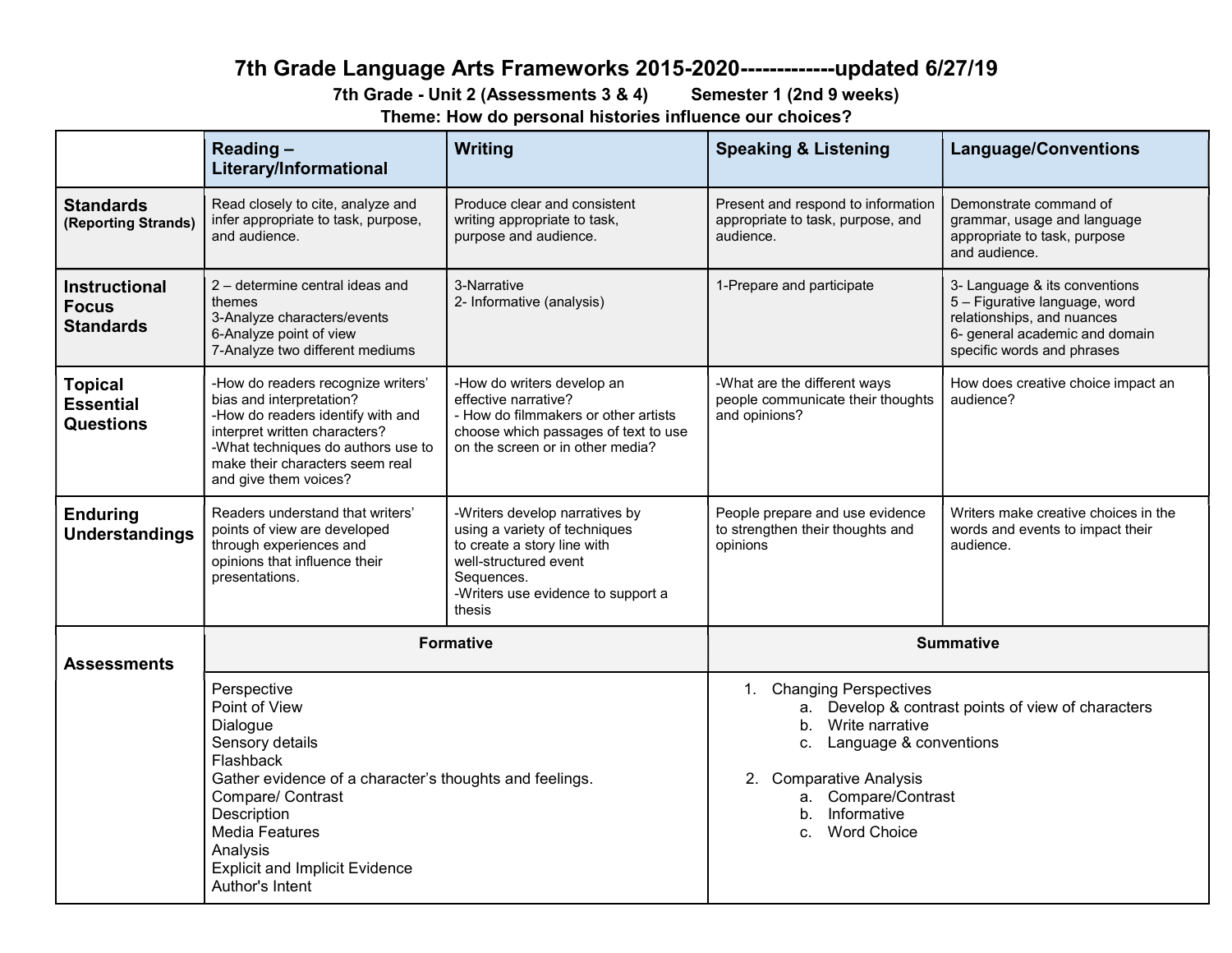# 7th Grade Language Arts Frameworks 2015-2020-------------updated 6/27/19

**7th Grade - Unit 2 (Assessments 3 & 4)  Semester 1 (2nd 9 weeks)**

**Theme: How do personal histories influence our choices?**

| | Reading – Literary/Informational | Writing | Speaking & Listening | Language/Conventions |
|---|---|---|---|---|
| **Standards** (Reporting Strands) | Read closely to cite, analyze and infer appropriate to task, purpose, and audience. | Produce clear and consistent writing appropriate to task, purpose and audience. | Present and respond to information appropriate to task, purpose, and audience. | Demonstrate command of grammar, usage and language appropriate to task, purpose and audience. |
| **Instructional Focus Standards** | 2 – determine central ideas and themes<br>3-Analyze characters/events<br>6-Analyze point of view<br>7-Analyze two different mediums | 3-Narrative<br>2- Informative (analysis) | 1-Prepare and participate | 3- Language & its conventions<br>5 – Figurative language, word relationships, and nuances<br>6- general academic and domain specific words and phrases |
| **Topical Essential Questions** | -How do readers recognize writers' bias and interpretation?<br>-How do readers identify with and interpret written characters?<br>-What techniques do authors use to make their characters seem real and give them voices? | -How do writers develop an effective narrative?<br>- How do filmmakers or other artists choose which passages of text to use on the screen or in other media? | -What are the different ways people communicate their thoughts and opinions? | How does creative choice impact an audience? |
| **Enduring Understandings** | Readers understand that writers' points of view are developed through experiences and opinions that influence their presentations. | -Writers develop narratives by using a variety of techniques to create a story line with well-structured event Sequences.<br>-Writers use evidence to support a thesis | People prepare and use evidence to strengthen their thoughts and opinions | Writers make creative choices in the words and events to impact their audience. |
| **Assessments** | **Formative** | | **Summative** | |
| | Perspective<br>Point of View<br>Dialogue<br>Sensory details<br>Flashback<br>Gather evidence of a character's thoughts and feelings.<br>Compare/ Contrast<br>Description<br>Media Features<br>Analysis<br>Explicit and Implicit Evidence<br>Author's Intent | | 1. Changing Perspectives<br>a. Develop & contrast points of view of characters<br>b. Write narrative<br>c. Language & conventions<br><br>2. Comparative Analysis<br>a. Compare/Contrast<br>b. Informative<br>c. Word Choice | |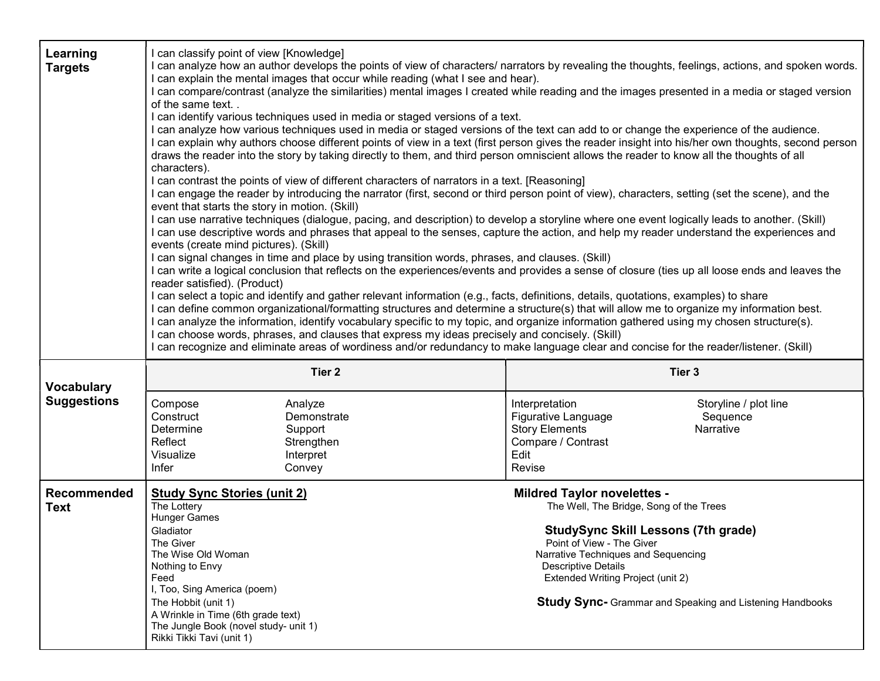| | | | | |
|---|---|---|---|---|
| **Learning Targets** | I can classify point of view [Knowledge]<br>I can analyze how an author develops the points of view of characters/ narrators by revealing the thoughts, feelings, actions, and spoken words.<br>I can explain the mental images that occur while reading (what I see and hear).<br>I can compare/contrast (analyze the similarities) mental images I created while reading and the images presented in a media or staged version of the same text. .<br>I can identify various techniques used in media or staged versions of a text.<br>I can analyze how various techniques used in media or staged versions of the text can add to or change the experience of the audience.<br>I can explain why authors choose different points of view in a text (first person gives the reader insight into his/her own thoughts, second person draws the reader into the story by taking directly to them, and third person omniscient allows the reader to know all the thoughts of all characters).<br>I can contrast the points of view of different characters of narrators in a text. [Reasoning]<br>I can engage the reader by introducing the narrator (first, second or third person point of view), characters, setting (set the scene), and the event that starts the story in motion. (Skill)<br>I can use narrative techniques (dialogue, pacing, and description) to develop a storyline where one event logically leads to another. (Skill)<br>I can use descriptive words and phrases that appeal to the senses, capture the action, and help my reader understand the experiences and events (create mind pictures). (Skill)<br>I can signal changes in time and place by using transition words, phrases, and clauses. (Skill)<br>I can write a logical conclusion that reflects on the experiences/events and provides a sense of closure (ties up all loose ends and leaves the reader satisfied). (Product)<br>I can select a topic and identify and gather relevant information (e.g., facts, definitions, details, quotations, examples) to share<br>I can define common organizational/formatting structures and determine a structure(s) that will allow me to organize my information best.<br>I can analyze the information, identify vocabulary specific to my topic, and organize information gathered using my chosen structure(s).<br>I can choose words, phrases, and clauses that express my ideas precisely and concisely. (Skill)<br>I can recognize and eliminate areas of wordiness and/or redundancy to make language clear and concise for the reader/listener. (Skill) | | | | |
| **Vocabulary Suggestions** | **Tier 2** | | **Tier 3** | |
| | Compose<br>Construct<br>Determine<br>Reflect<br>Visualize<br>Infer | Analyze<br>Demonstrate<br>Support<br>Strengthen<br>Interpret<br>Convey | Interpretation<br>Figurative Language<br>Story Elements<br>Compare / Contrast<br>Edit<br>Revise | Storyline / plot line<br>Sequence<br>Narrative |
| **Recommended Text** | **<u>Study Sync Stories (unit 2)</u>**<br>The Lottery<br>Hunger Games<br>Gladiator<br>The Giver<br>The Wise Old Woman<br>Nothing to Envy<br>Feed<br>I, Too, Sing America (poem)<br>The Hobbit (unit 1)<br>A Wrinkle in Time (6th grade text)<br>The Jungle Book (novel study- unit 1)<br>Rikki Tikki Tavi (unit 1) | | **Mildred Taylor novelettes -**<br>The Well, The Bridge, Song of the Trees<br><br>**StudySync Skill Lessons (7th grade)**<br>Point of View - The Giver<br>Narrative Techniques and Sequencing<br>Descriptive Details<br>Extended Writing Project (unit 2)<br><br>**Study Sync-** Grammar and Speaking and Listening Handbooks | |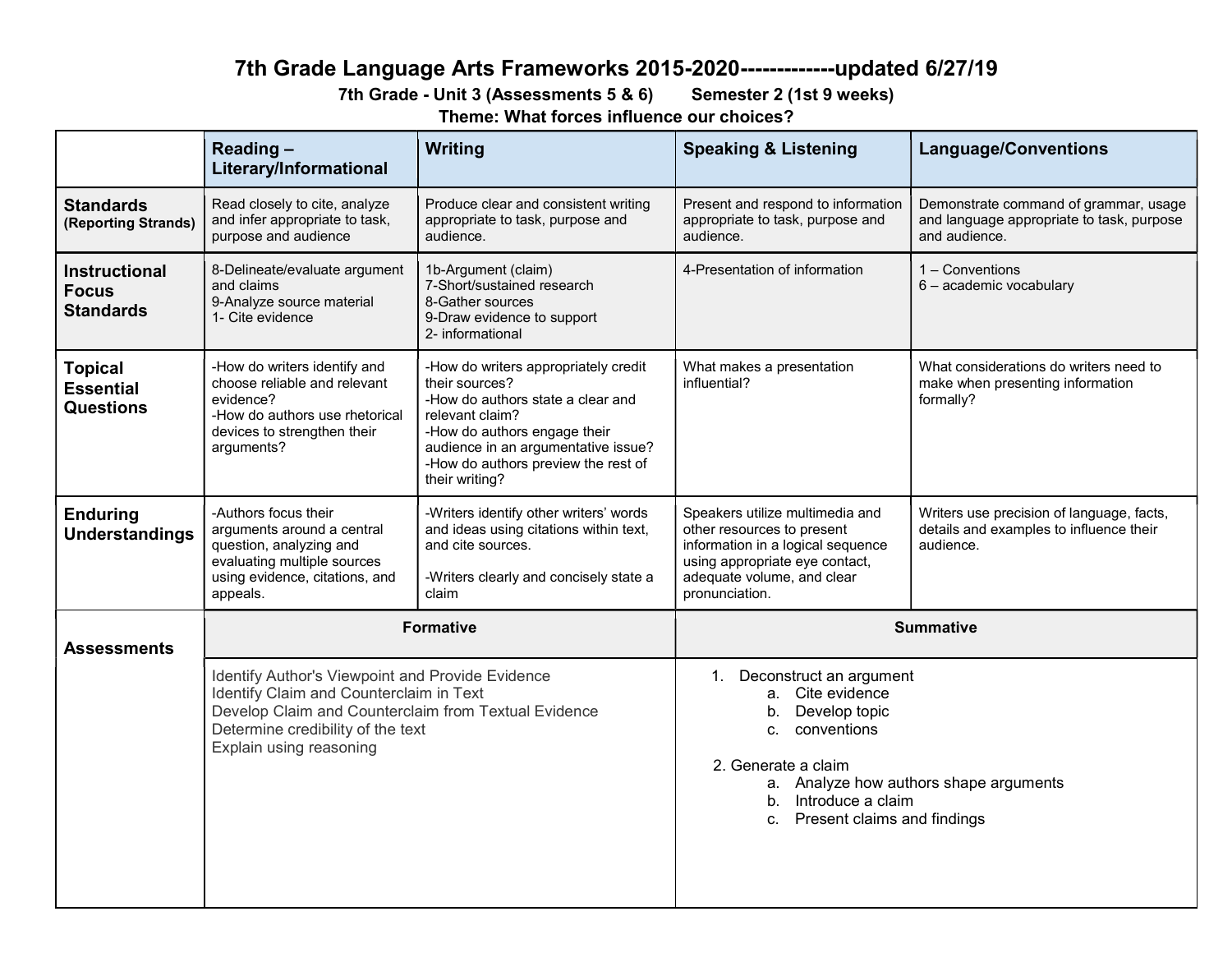# 7th Grade Language Arts Frameworks 2015-2020-------------updated 6/27/19

**7th Grade - Unit 3 (Assessments 5 & 6)        Semester 2 (1st 9 weeks)**

**Theme: What forces influence our choices?**

| | Reading – Literary/Informational | Writing | Speaking & Listening | Language/Conventions |
|---|---|---|---|---|
| **Standards** (Reporting Strands) | Read closely to cite, analyze and infer appropriate to task, purpose and audience | Produce clear and consistent writing appropriate to task, purpose and audience. | Present and respond to information appropriate to task, purpose and audience. | Demonstrate command of grammar, usage and language appropriate to task, purpose and audience. |
| **Instructional Focus Standards** | 8-Delineate/evaluate argument and claims<br>9-Analyze source material<br>1- Cite evidence | 1b-Argument (claim)<br>7-Short/sustained research<br>8-Gather sources<br>9-Draw evidence to support<br>2- informational | 4-Presentation of information | 1 – Conventions<br>6 – academic vocabulary |
| **Topical Essential Questions** | -How do writers identify and choose reliable and relevant evidence?<br>-How do authors use rhetorical devices to strengthen their arguments? | -How do writers appropriately credit their sources?<br>-How do authors state a clear and relevant claim?<br>-How do authors engage their audience in an argumentative issue?<br>-How do authors preview the rest of their writing? | What makes a presentation influential? | What considerations do writers need to make when presenting information formally? |
| **Enduring Understandings** | -Authors focus their arguments around a central question, analyzing and evaluating multiple sources using evidence, citations, and appeals. | -Writers identify other writers' words and ideas using citations within text, and cite sources.<br><br>-Writers clearly and concisely state a claim | Speakers utilize multimedia and other resources to present information in a logical sequence using appropriate eye contact, adequate volume, and clear pronunciation. | Writers use precision of language, facts, details and examples to influence their audience. |
| **Assessments** | **Formative** | | **Summative** | |
| | Identify Author's Viewpoint and Provide Evidence<br>Identify Claim and Counterclaim in Text<br>Develop Claim and Counterclaim from Textual Evidence<br>Determine credibility of the text<br>Explain using reasoning | | 1. Deconstruct an argument<br>a. Cite evidence<br>b. Develop topic<br>c. conventions<br><br>2. Generate a claim<br>a. Analyze how authors shape arguments<br>b. Introduce a claim<br>c. Present claims and findings | |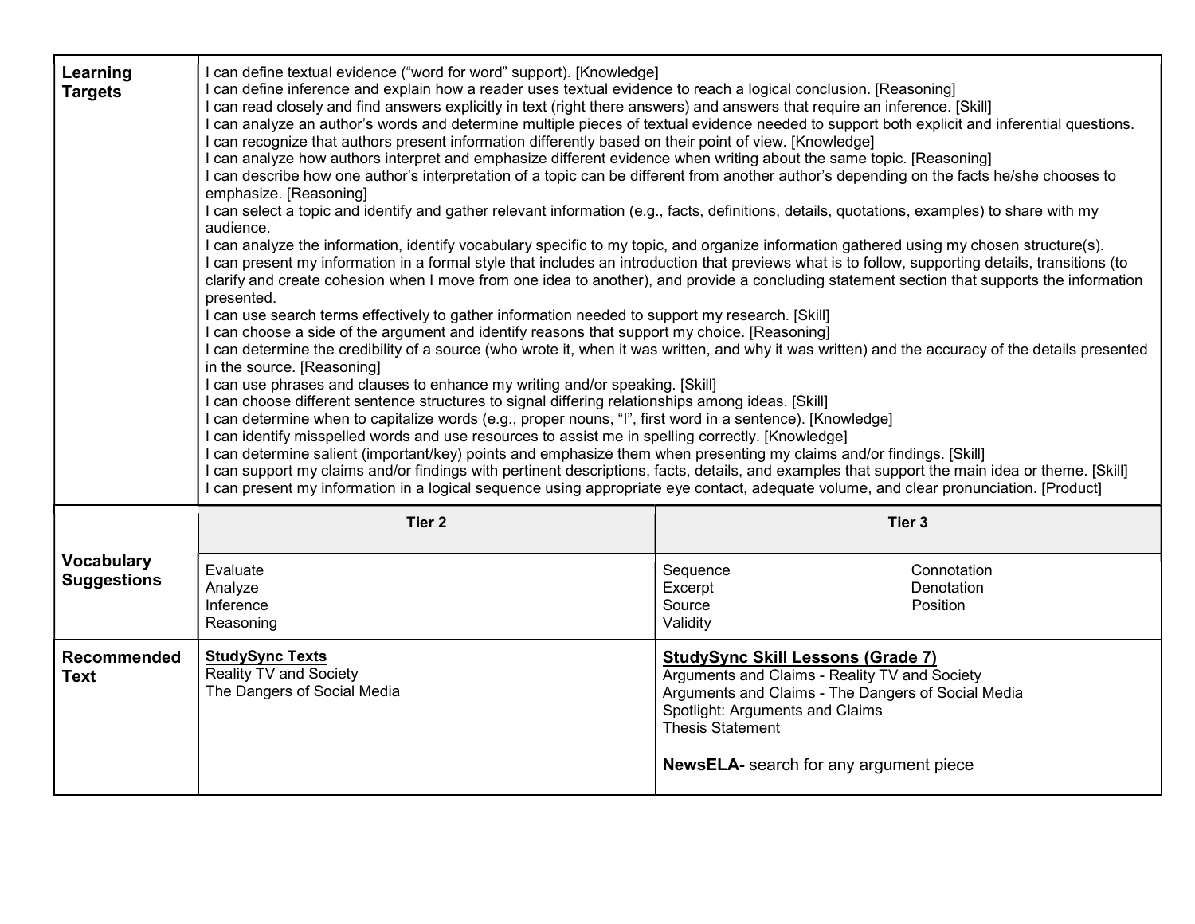| | | |
|---|---|---|
| **Learning Targets** | I can define textual evidence ("word for word" support). [Knowledge]<br>I can define inference and explain how a reader uses textual evidence to reach a logical conclusion. [Reasoning]<br>I can read closely and find answers explicitly in text (right there answers) and answers that require an inference. [Skill]<br>I can analyze an author's words and determine multiple pieces of textual evidence needed to support both explicit and inferential questions.<br>I can recognize that authors present information differently based on their point of view. [Knowledge]<br>I can analyze how authors interpret and emphasize different evidence when writing about the same topic. [Reasoning]<br>I can describe how one author's interpretation of a topic can be different from another author's depending on the facts he/she chooses to emphasize. [Reasoning]<br>I can select a topic and identify and gather relevant information (e.g., facts, definitions, details, quotations, examples) to share with my audience.<br>I can analyze the information, identify vocabulary specific to my topic, and organize information gathered using my chosen structure(s).<br>I can present my information in a formal style that includes an introduction that previews what is to follow, supporting details, transitions (to clarify and create cohesion when I move from one idea to another), and provide a concluding statement section that supports the information presented.<br>I can use search terms effectively to gather information needed to support my research. [Skill]<br>I can choose a side of the argument and identify reasons that support my choice. [Reasoning]<br>I can determine the credibility of a source (who wrote it, when it was written, and why it was written) and the accuracy of the details presented in the source. [Reasoning]<br>I can use phrases and clauses to enhance my writing and/or speaking. [Skill]<br>I can choose different sentence structures to signal differing relationships among ideas. [Skill]<br>I can determine when to capitalize words (e.g., proper nouns, "I", first word in a sentence). [Knowledge]<br>I can identify misspelled words and use resources to assist me in spelling correctly. [Knowledge]<br>I can determine salient (important/key) points and emphasize them when presenting my claims and/or findings. [Skill]<br>I can support my claims and/or findings with pertinent descriptions, facts, details, and examples that support the main idea or theme. [Skill]<br>I can present my information in a logical sequence using appropriate eye contact, adequate volume, and clear pronunciation. [Product] | |
| **Vocabulary Suggestions** | **Tier 2**<br><br>Evaluate<br>Analyze<br>Inference<br>Reasoning | **Tier 3**<br><br>Sequence<br>Excerpt<br>Source<br>Validity<br>Connotation<br>Denotation<br>Position |
| **Recommended Text** | **StudySync Texts**<br>Reality TV and Society<br>The Dangers of Social Media | **StudySync Skill Lessons (Grade 7)**<br>Arguments and Claims - Reality TV and Society<br>Arguments and Claims - The Dangers of Social Media<br>Spotlight: Arguments and Claims<br>Thesis Statement<br><br>**NewsELA-** search for any argument piece |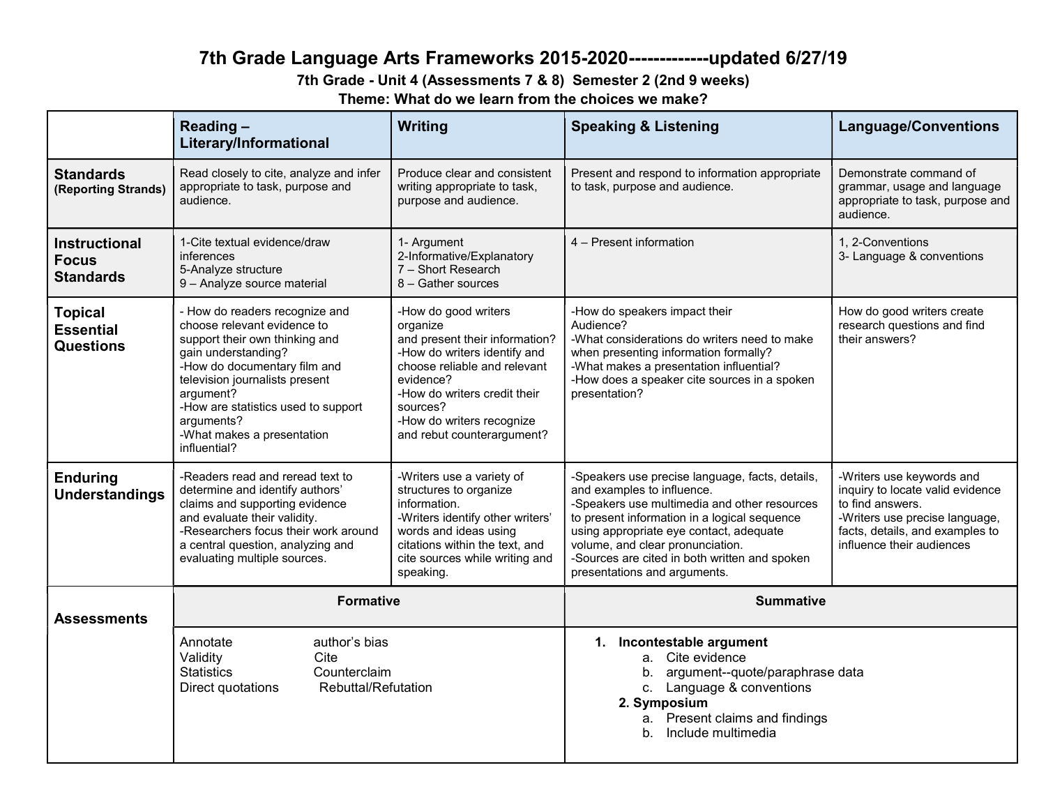# 7th Grade Language Arts Frameworks 2015-2020-------------updated 6/27/19

### 7th Grade - Unit 4 (Assessments 7 & 8) Semester 2 (2nd 9 weeks)

### Theme: What do we learn from the choices we make?

| | Reading – Literary/Informational | Writing | Speaking & Listening | Language/Conventions |
|---|---|---|---|---|
| **Standards** (Reporting Strands) | Read closely to cite, analyze and infer appropriate to task, purpose and audience. | Produce clear and consistent writing appropriate to task, purpose and audience. | Present and respond to information appropriate to task, purpose and audience. | Demonstrate command of grammar, usage and language appropriate to task, purpose and audience. |
| **Instructional Focus Standards** | 1-Cite textual evidence/draw inferences<br>5-Analyze structure<br>9 – Analyze source material | 1- Argument<br>2-Informative/Explanatory<br>7 – Short Research<br>8 – Gather sources | 4 – Present information | 1, 2-Conventions<br>3- Language & conventions |
| **Topical Essential Questions** | - How do readers recognize and choose relevant evidence to support their own thinking and gain understanding?<br>-How do documentary film and television journalists present argument?<br>-How are statistics used to support arguments?<br>-What makes a presentation influential? | -How do good writers organize and present their information?<br>-How do writers identify and choose reliable and relevant evidence?<br>-How do writers credit their sources?<br>-How do writers recognize and rebut counterargument? | -How do speakers impact their Audience?<br>-What considerations do writers need to make when presenting information formally?<br>-What makes a presentation influential?<br>-How does a speaker cite sources in a spoken presentation? | How do good writers create research questions and find their answers? |
| **Enduring Understandings** | -Readers read and reread text to determine and identify authors' claims and supporting evidence and evaluate their validity.<br>-Researchers focus their work around a central question, analyzing and evaluating multiple sources. | -Writers use a variety of structures to organize information.<br>-Writers identify other writers' words and ideas using citations within the text, and cite sources while writing and speaking. | -Speakers use precise language, facts, details, and examples to influence.<br>-Speakers use multimedia and other resources to present information in a logical sequence using appropriate eye contact, adequate volume, and clear pronunciation.<br>-Sources are cited in both written and spoken presentations and arguments. | -Writers use keywords and inquiry to locate valid evidence to find answers.<br>-Writers use precise language, facts, details, and examples to influence their audiences |
| **Assessments** | **Formative** | | **Summative** | |
| | Annotate<br>Validity<br>Statistics<br>Direct quotations<br>author's bias<br>Cite<br>Counterclaim<br>Rebuttal/Refutation | | 1. **Incontestable argument**<br>a. Cite evidence<br>b. argument--quote/paraphrase data<br>c. Language & conventions<br>2. **Symposium**<br>a. Present claims and findings<br>b. Include multimedia | |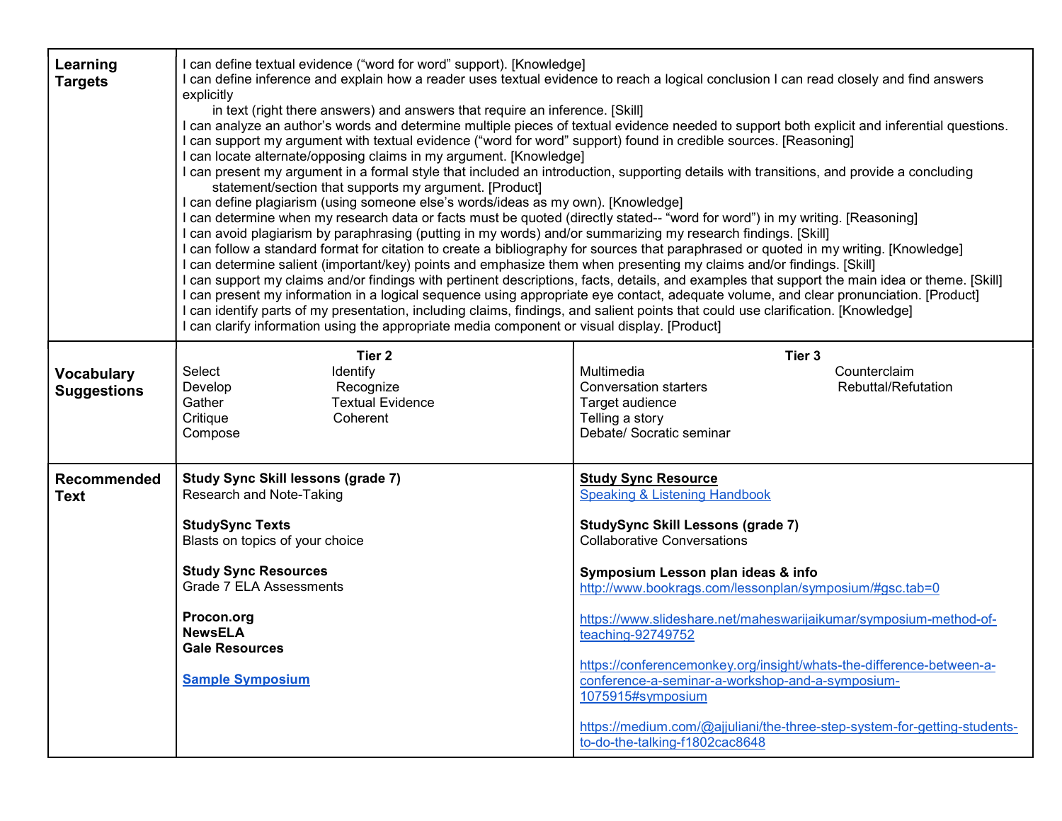| | | |
|---|---|---|
| **Learning Targets** | I can define textual evidence (“word for word” support). [Knowledge]<br>I can define inference and explain how a reader uses textual evidence to reach a logical conclusion I can read closely and find answers explicitly in text (right there answers) and answers that require an inference. [Skill]<br>I can analyze an author’s words and determine multiple pieces of textual evidence needed to support both explicit and inferential questions.<br>I can support my argument with textual evidence (“word for word” support) found in credible sources. [Reasoning]<br>I can locate alternate/opposing claims in my argument. [Knowledge]<br>I can present my argument in a formal style that included an introduction, supporting details with transitions, and provide a concluding statement/section that supports my argument. [Product]<br>I can define plagiarism (using someone else’s words/ideas as my own). [Knowledge]<br>I can determine when my research data or facts must be quoted (directly stated-- “word for word”) in my writing. [Reasoning]<br>I can avoid plagiarism by paraphrasing (putting in my words) and/or summarizing my research findings. [Skill]<br>I can follow a standard format for citation to create a bibliography for sources that paraphrased or quoted in my writing. [Knowledge]<br>I can determine salient (important/key) points and emphasize them when presenting my claims and/or findings. [Skill]<br>I can support my claims and/or findings with pertinent descriptions, facts, details, and examples that support the main idea or theme. [Skill]<br>I can present my information in a logical sequence using appropriate eye contact, adequate volume, and clear pronunciation. [Product]<br>I can identify parts of my presentation, including claims, findings, and salient points that could use clarification. [Knowledge]<br>I can clarify information using the appropriate media component or visual display. [Product] | |
| **Vocabulary Suggestions** | **Tier 2**<br>Select<br>Develop<br>Gather<br>Critique<br>Compose<br>Identify<br>Recognize<br>Textual Evidence<br>Coherent | **Tier 3**<br>Multimedia<br>Conversation starters<br>Target audience<br>Telling a story<br>Debate/ Socratic seminar<br>Counterclaim<br>Rebuttal/Refutation |
| **Recommended Text** | **Study Sync Skill lessons (grade 7)**<br>Research and Note-Taking<br><br>**StudySync Texts**<br>Blasts on topics of your choice<br><br>**Study Sync Resources**<br>Grade 7 ELA Assessments<br><br>**Procon.org**<br>**NewsELA**<br>**Gale Resources**<br><br>**Sample Symposium** | **Study Sync Resource**<br>Speaking & Listening Handbook<br><br>**StudySync Skill Lessons (grade 7)**<br>Collaborative Conversations<br><br>**Symposium Lesson plan ideas & info**<br>http://www.bookrags.com/lessonplan/symposium/#gsc.tab=0<br><br>https://www.slideshare.net/maheswarijaikumar/symposium-method-of-teaching-92749752<br><br>https://conferencemonkey.org/insight/whats-the-difference-between-a-conference-a-seminar-a-workshop-and-a-symposium-1075915#symposium<br><br>https://medium.com/@ajjuliani/the-three-step-system-for-getting-students-to-do-the-talking-f1802cac8648 |